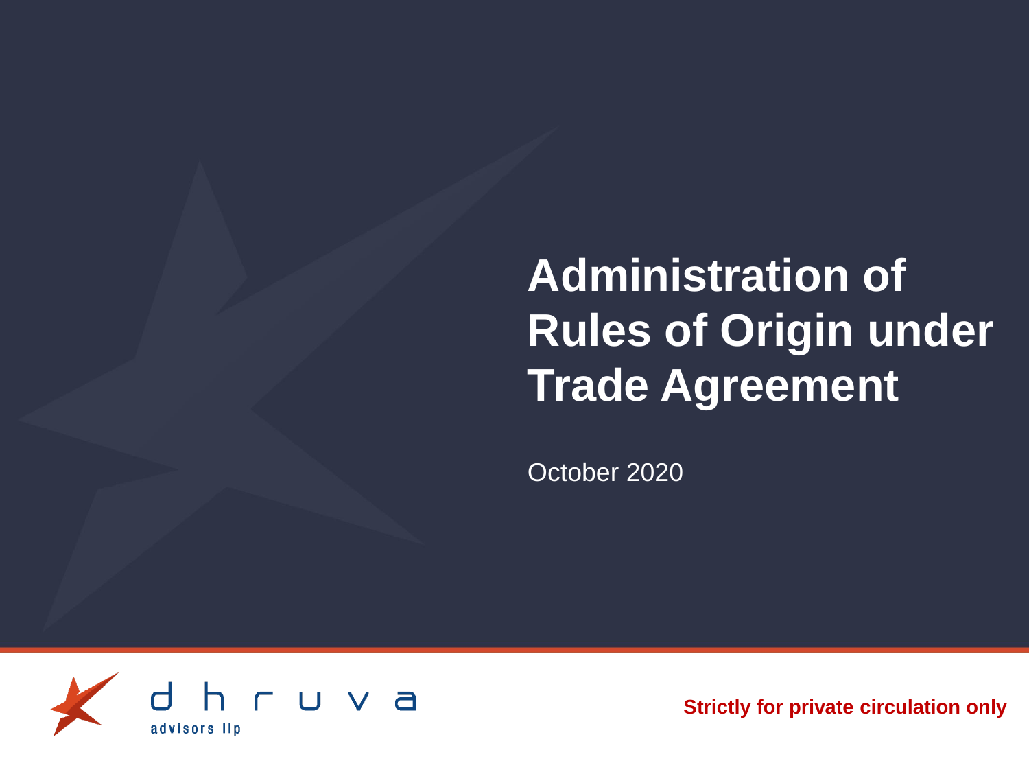# Administration of Rules of Origin under Trade Agreement

October 2020

dhruva advisors llp

**Strictly for private circulation only**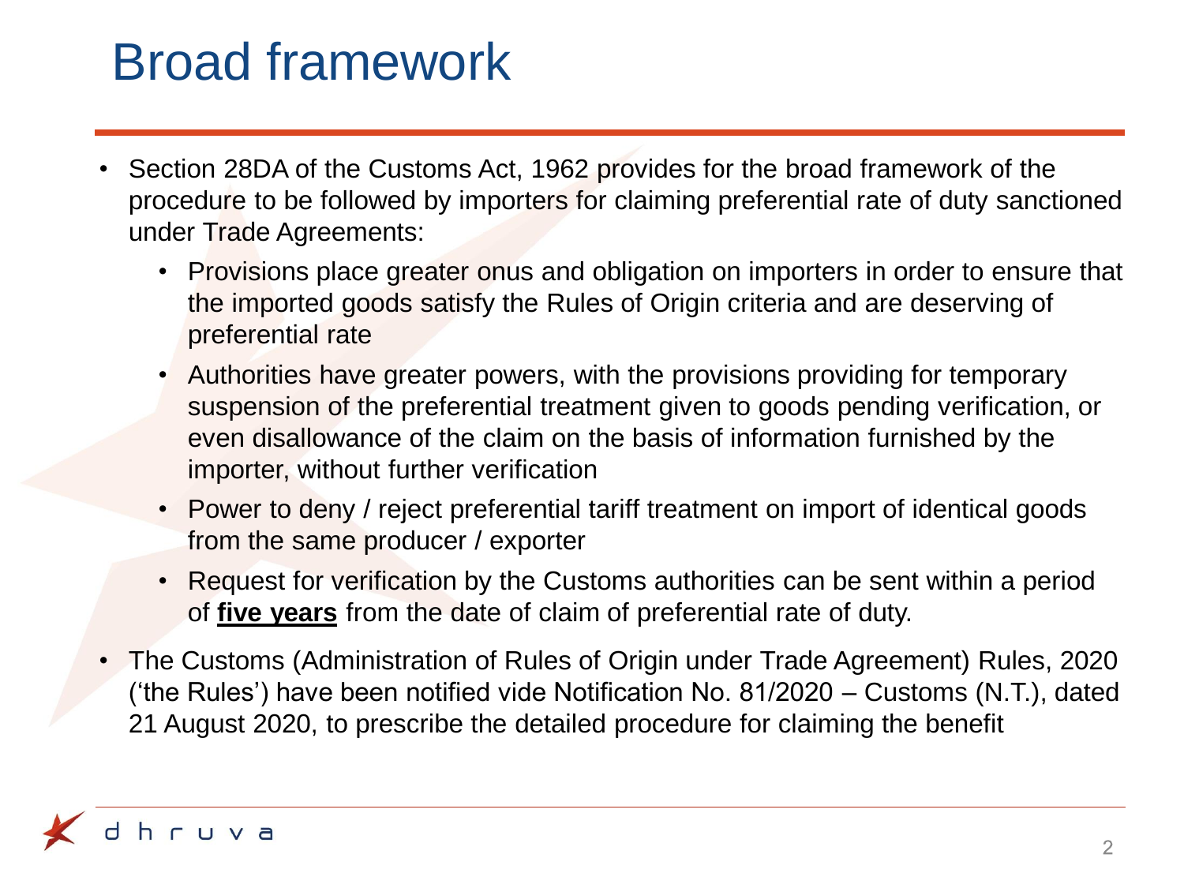# Broad framework

- Section 28DA of the Customs Act, 1962 provides for the broad framework of the procedure to be followed by importers for claiming preferential rate of duty sanctioned under Trade Agreements:
  - Provisions place greater onus and obligation on importers in order to ensure that the imported goods satisfy the Rules of Origin criteria and are deserving of preferential rate
  - Authorities have greater powers, with the provisions providing for temporary suspension of the preferential treatment given to goods pending verification, or even disallowance of the claim on the basis of information furnished by the importer, without further verification
  - Power to deny / reject preferential tariff treatment on import of identical goods from the same producer / exporter
  - Request for verification by the Customs authorities can be sent within a period of **five years** from the date of claim of preferential rate of duty.
- The Customs (Administration of Rules of Origin under Trade Agreement) Rules, 2020 ('the Rules') have been notified vide Notification No. 81/2020 – Customs (N.T.), dated 21 August 2020, to prescribe the detailed procedure for claiming the benefit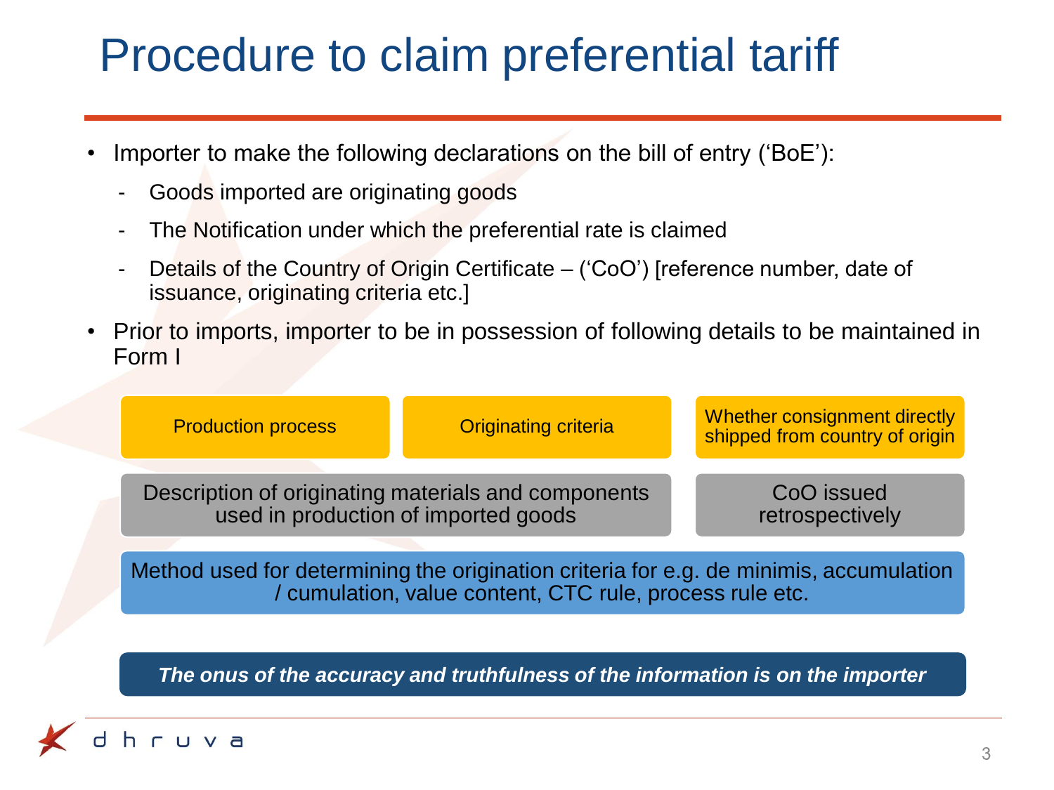# Procedure to claim preferential tariff

- Importer to make the following declarations on the bill of entry ('BoE'):
  - Goods imported are originating goods
  - The Notification under which the preferential rate is claimed
  - Details of the Country of Origin Certificate – ('CoO') [reference number, date of issuance, originating criteria etc.]
- Prior to imports, importer to be in possession of following details to be maintained in Form I

Production process

Originating criteria

Whether consignment directly shipped from country of origin

Description of originating materials and components used in production of imported goods

CoO issued retrospectively

Method used for determining the origination criteria for e.g. de minimis, accumulation / cumulation, value content, CTC rule, process rule etc.

***The onus of the accuracy and truthfulness of the information is on the importer***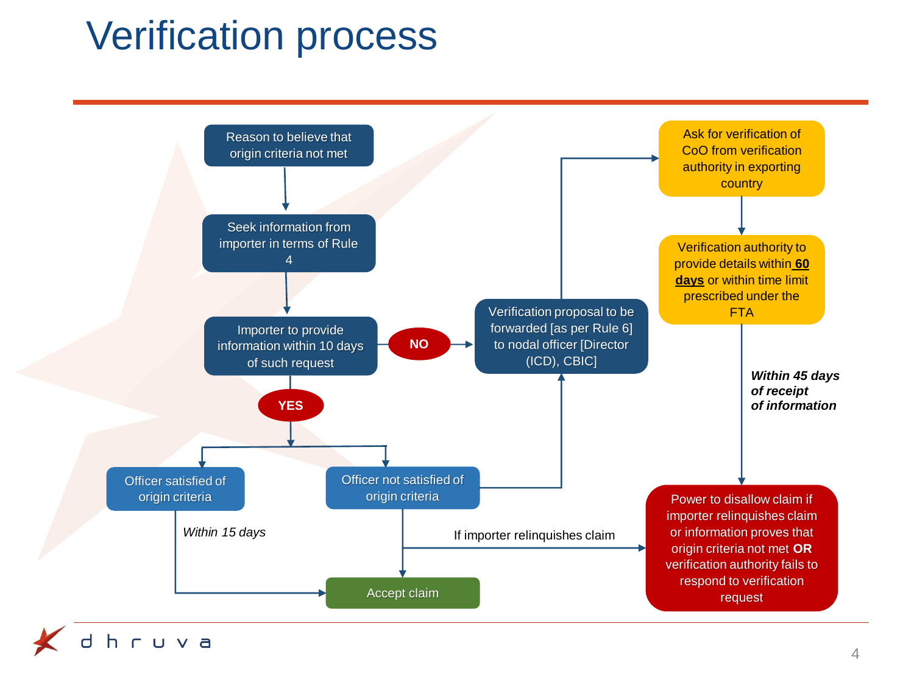# Verification process

- Reason to believe that origin criteria not met
- Seek information from importer in terms of Rule 4
- Importer to provide information within 10 days of such request
  - **NO** → Verification proposal to be forwarded [as per Rule 6] to nodal officer [Director (ICD), CBIC]
    - → Ask for verification of CoO from verification authority in exporting country
    - → Verification authority to provide details within **60 days** or within time limit prescribed under the FTA
    - → *Within 45 days of receipt of information* → Power to disallow claim if importer relinquishes claim or information proves that origin criteria not met **OR** verification authority fails to respond to verification request
  - **YES**
    - Officer satisfied of origin criteria → *Within 15 days* → Accept claim
    - Officer not satisfied of origin criteria
      - → Verification proposal to be forwarded [as per Rule 6] to nodal officer [Director (ICD), CBIC]
      - → Accept claim
      - → If importer relinquishes claim → Power to disallow claim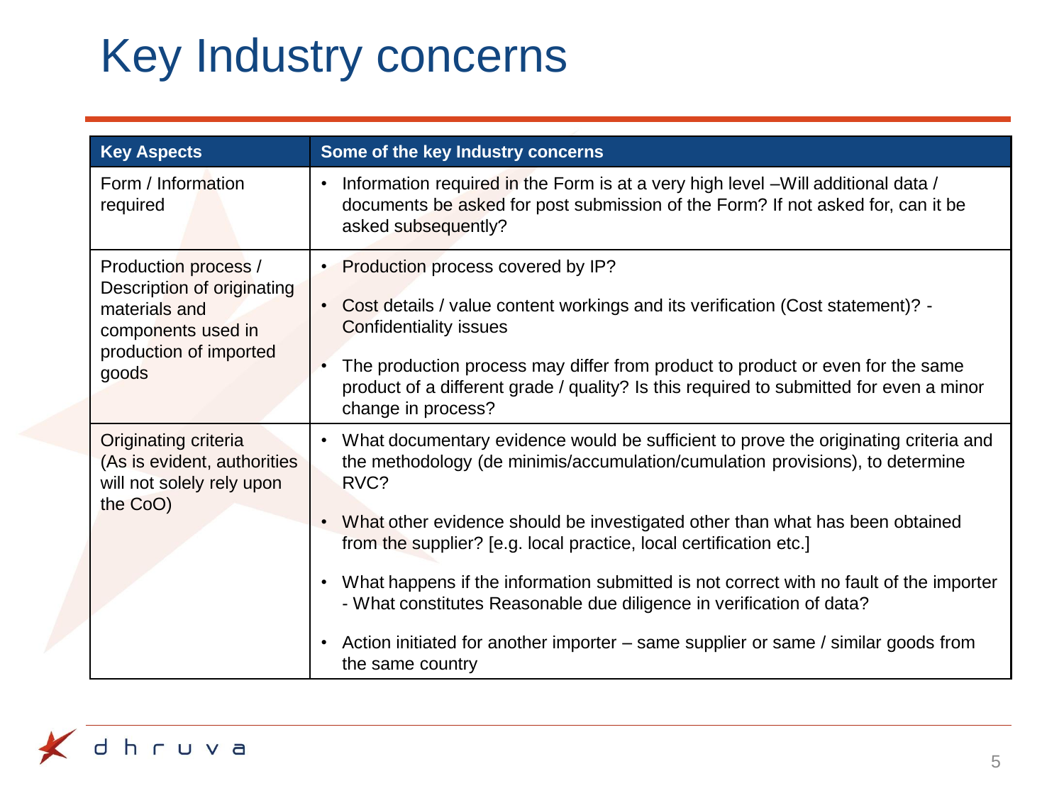# Key Industry concerns

| Key Aspects | Some of the key Industry concerns |
|---|---|
| Form / Information required | • Information required in the Form is at a very high level –Will additional data / documents be asked for post submission of the Form? If not asked for, can it be asked subsequently? |
| Production process / Description of originating materials and components used in production of imported goods | • Production process covered by IP?<br>• Cost details / value content workings and its verification (Cost statement)? - Confidentiality issues<br>• The production process may differ from product to product or even for the same product of a different grade / quality? Is this required to submitted for even a minor change in process? |
| Originating criteria (As is evident, authorities will not solely rely upon the CoO) | • What documentary evidence would be sufficient to prove the originating criteria and the methodology (de minimis/accumulation/cumulation provisions), to determine RVC?<br>• What other evidence should be investigated other than what has been obtained from the supplier? [e.g. local practice, local certification etc.]<br>• What happens if the information submitted is not correct with no fault of the importer - What constitutes Reasonable due diligence in verification of data?<br>• Action initiated for another importer – same supplier or same / similar goods from the same country |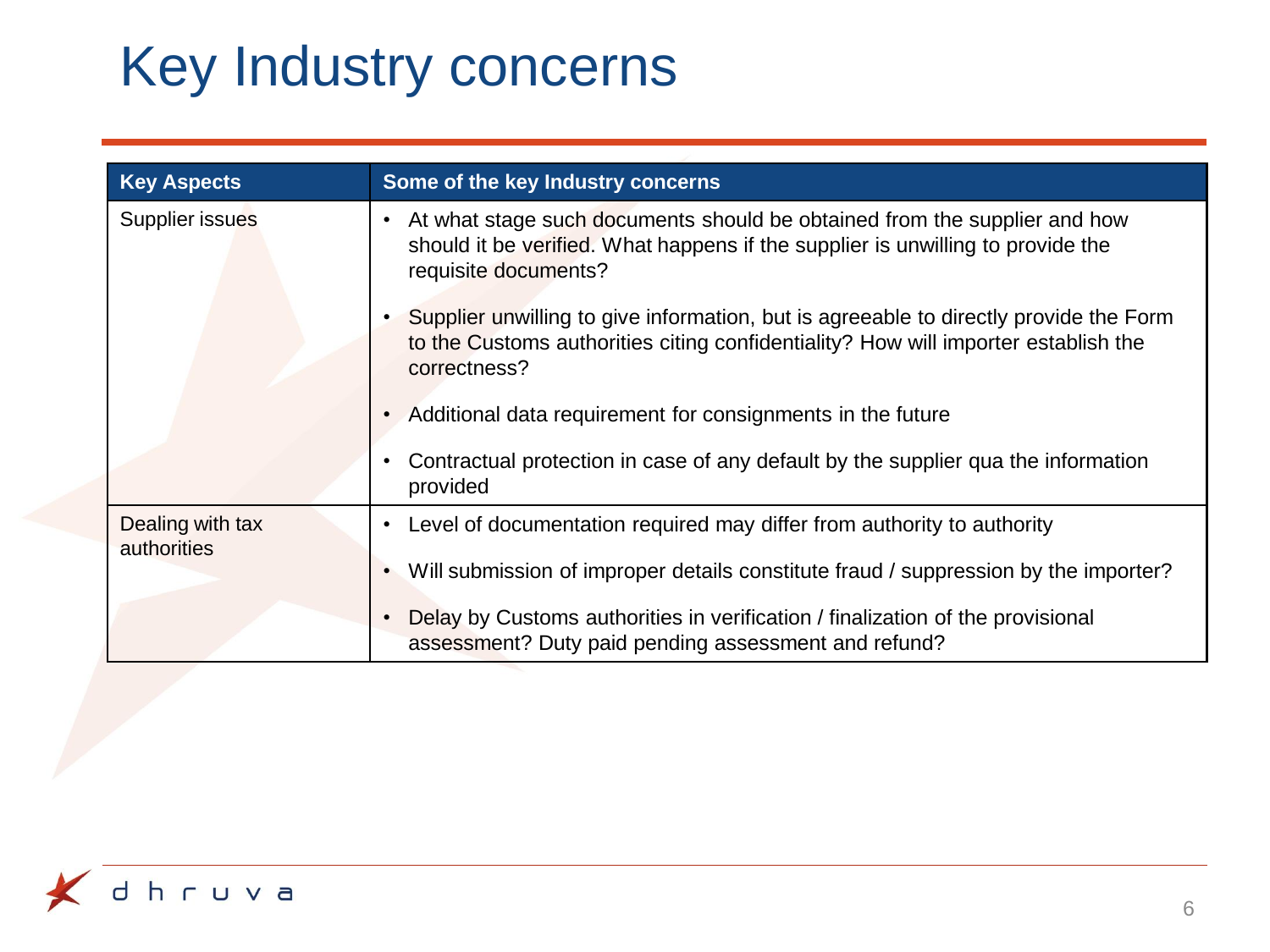# Key Industry concerns

| Key Aspects | Some of the key Industry concerns |
| --- | --- |
| Supplier issues | • At what stage such documents should be obtained from the supplier and how should it be verified. What happens if the supplier is unwilling to provide the requisite documents?<br>• Supplier unwilling to give information, but is agreeable to directly provide the Form to the Customs authorities citing confidentiality? How will importer establish the correctness?<br>• Additional data requirement for consignments in the future<br>• Contractual protection in case of any default by the supplier qua the information provided |
| Dealing with tax authorities | • Level of documentation required may differ from authority to authority<br>• Will submission of improper details constitute fraud / suppression by the importer?<br>• Delay by Customs authorities in verification / finalization of the provisional assessment? Duty paid pending assessment and refund? |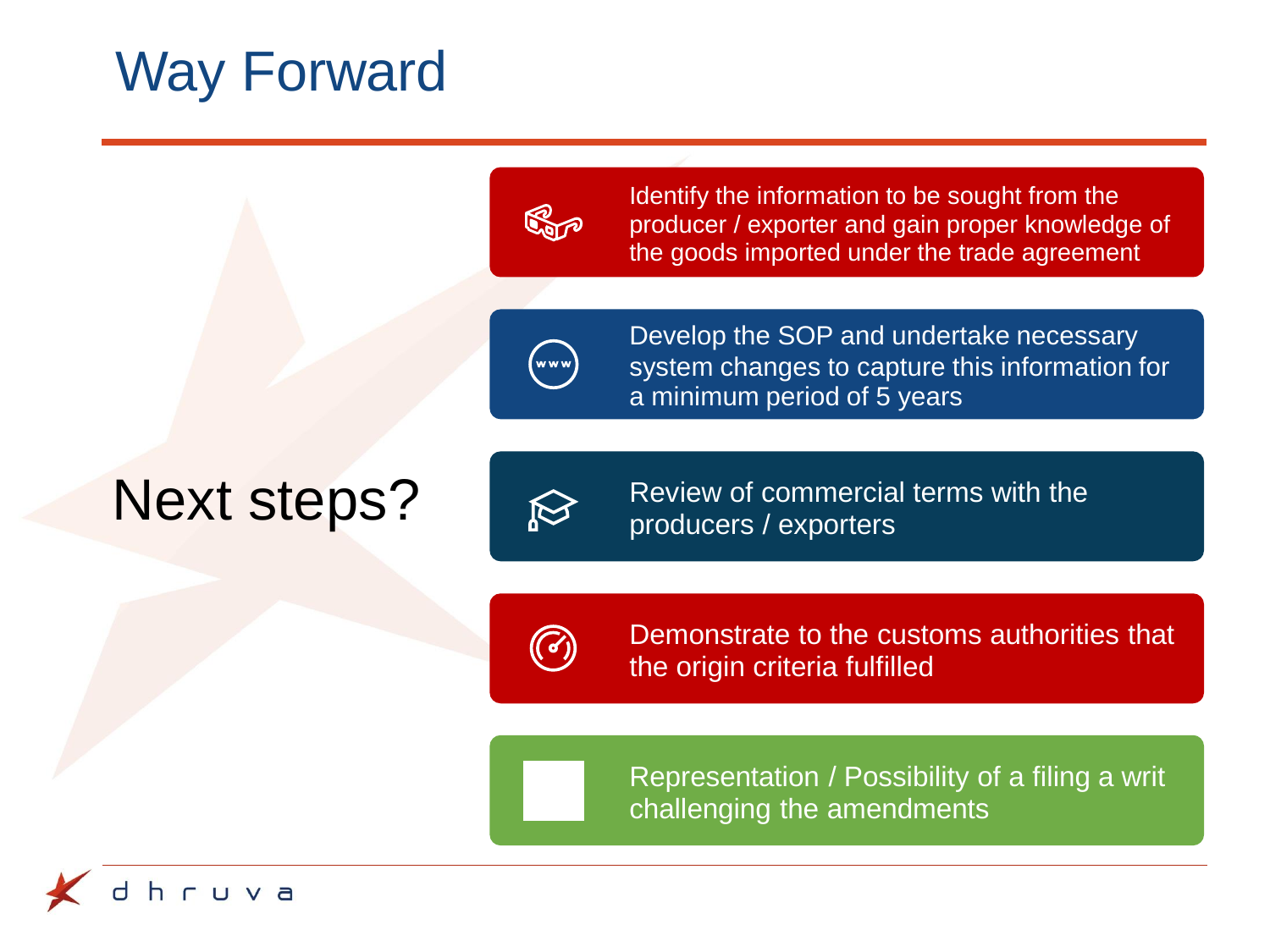# Way Forward

## Next steps?

- Identify the information to be sought from the producer / exporter and gain proper knowledge of the goods imported under the trade agreement
- Develop the SOP and undertake necessary system changes to capture this information for a minimum period of 5 years
- Review of commercial terms with the producers / exporters
- Demonstrate to the customs authorities that the origin criteria fulfilled
- Representation / Possibility of a filing a writ challenging the amendments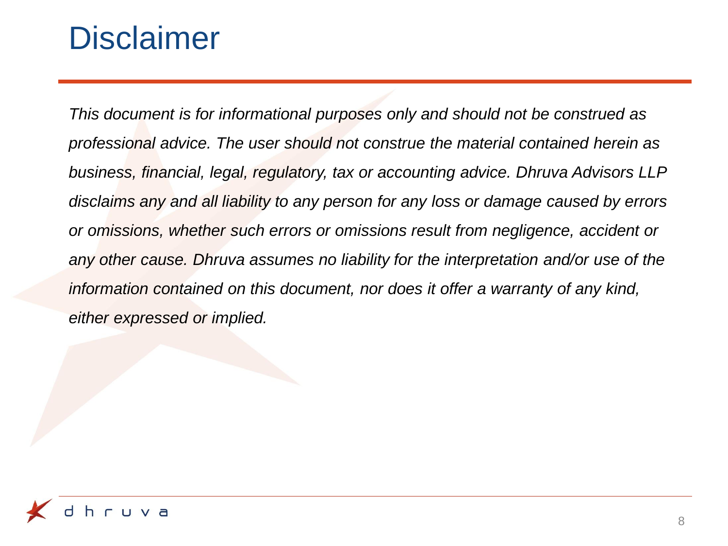# Disclaimer

*This document is for informational purposes only and should not be construed as professional advice. The user should not construe the material contained herein as business, financial, legal, regulatory, tax or accounting advice. Dhruva Advisors LLP disclaims any and all liability to any person for any loss or damage caused by errors or omissions, whether such errors or omissions result from negligence, accident or any other cause. Dhruva assumes no liability for the interpretation and/or use of the information contained on this document, nor does it offer a warranty of any kind, either expressed or implied.*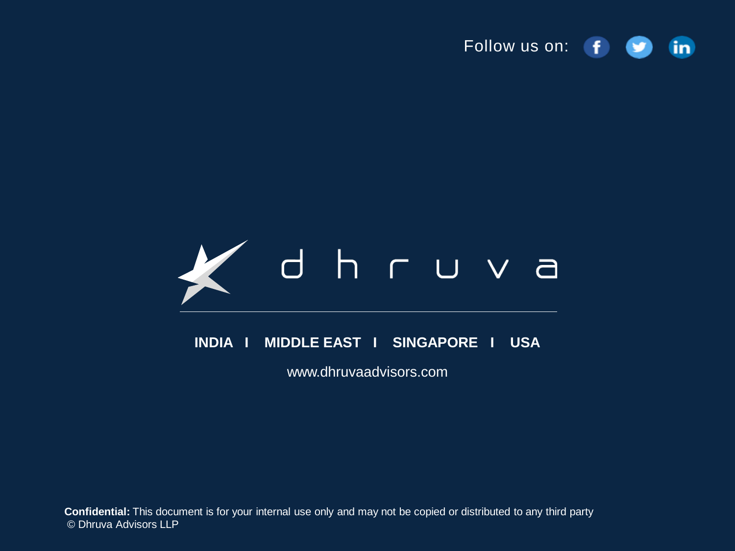Follow us on:

dhruva

**INDIA I MIDDLE EAST I SINGAPORE I USA**

www.dhruvaadvisors.com

**Confidential:** This document is for your internal use only and may not be copied or distributed to any third party
© Dhruva Advisors LLP